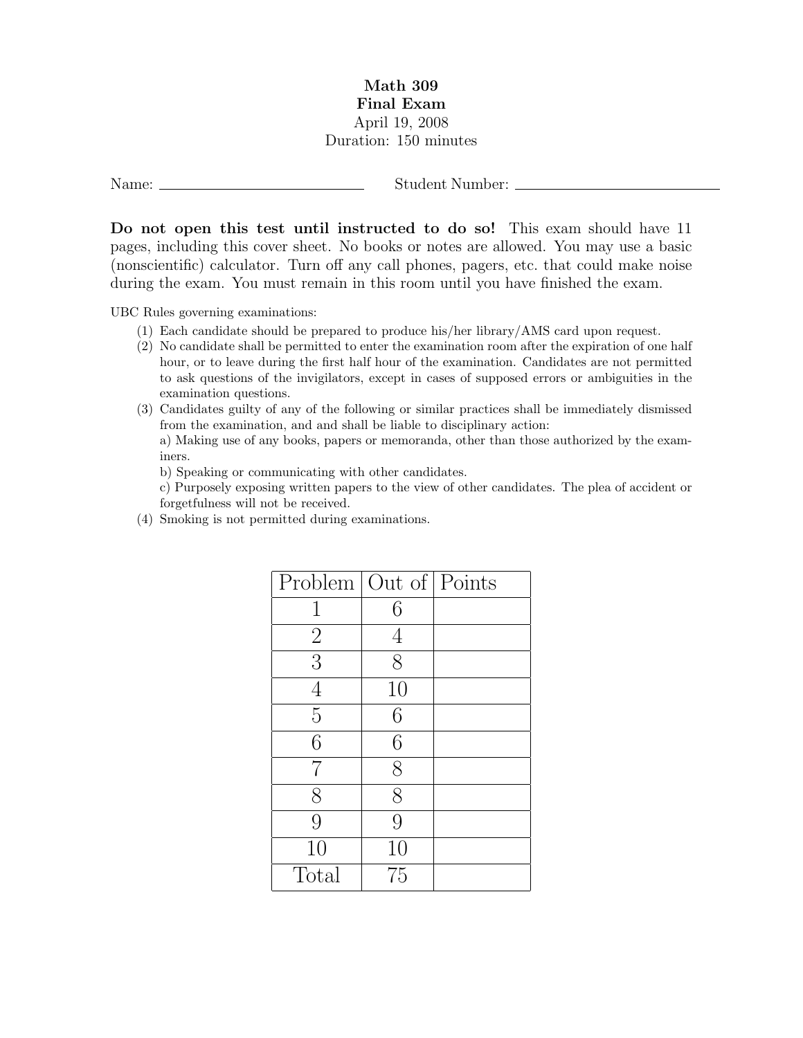# Math 309
## Final Exam

April 19, 2008

Duration: 150 minutes

Name: ____________________________ Student Number: ____________________________

**Do not open this test until instructed to do so!** This exam should have 11 pages, including this cover sheet. No books or notes are allowed. You may use a basic (nonscientific) calculator. Turn off any call phones, pagers, etc. that could make noise during the exam. You must remain in this room until you have finished the exam.

UBC Rules governing examinations:

(1) Each candidate should be prepared to produce his/her library/AMS card upon request.

(2) No candidate shall be permitted to enter the examination room after the expiration of one half hour, or to leave during the first half hour of the examination. Candidates are not permitted to ask questions of the invigilators, except in cases of supposed errors or ambiguities in the examination questions.

(3) Candidates guilty of any of the following or similar practices shall be immediately dismissed from the examination, and and shall be liable to disciplinary action:

a) Making use of any books, papers or memoranda, other than those authorized by the examiners.

b) Speaking or communicating with other candidates.

c) Purposely exposing written papers to the view of other candidates. The plea of accident or forgetfulness will not be received.

(4) Smoking is not permitted during examinations.

| Problem | Out of | Points |
|---|---|---|
| 1 | 6 | |
| 2 | 4 | |
| 3 | 8 | |
| 4 | 10 | |
| 5 | 6 | |
| 6 | 6 | |
| 7 | 8 | |
| 8 | 8 | |
| 9 | 9 | |
| 10 | 10 | |
| Total | 75 | |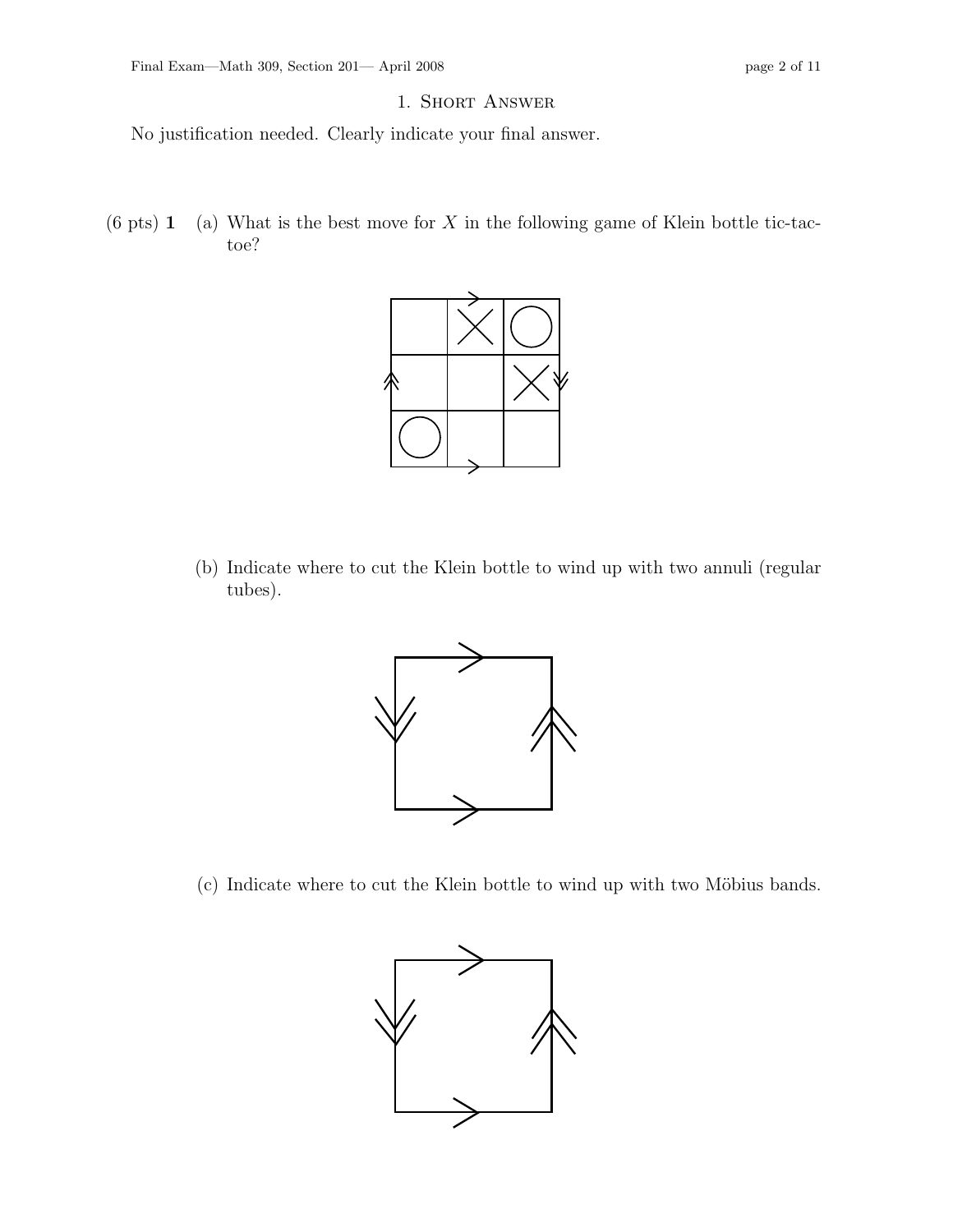## 1. Short Answer

No justification needed. Clearly indicate your final answer.

(6 pts) **1** (a) What is the best move for $X$ in the following game of Klein bottle tic-tac-toe?

|   | X | O |
|---|---|---|
|   |   | X |
| O |   |   |

(b) Indicate where to cut the Klein bottle to wind up with two annuli (regular tubes).

(c) Indicate where to cut the Klein bottle to wind up with two Möbius bands.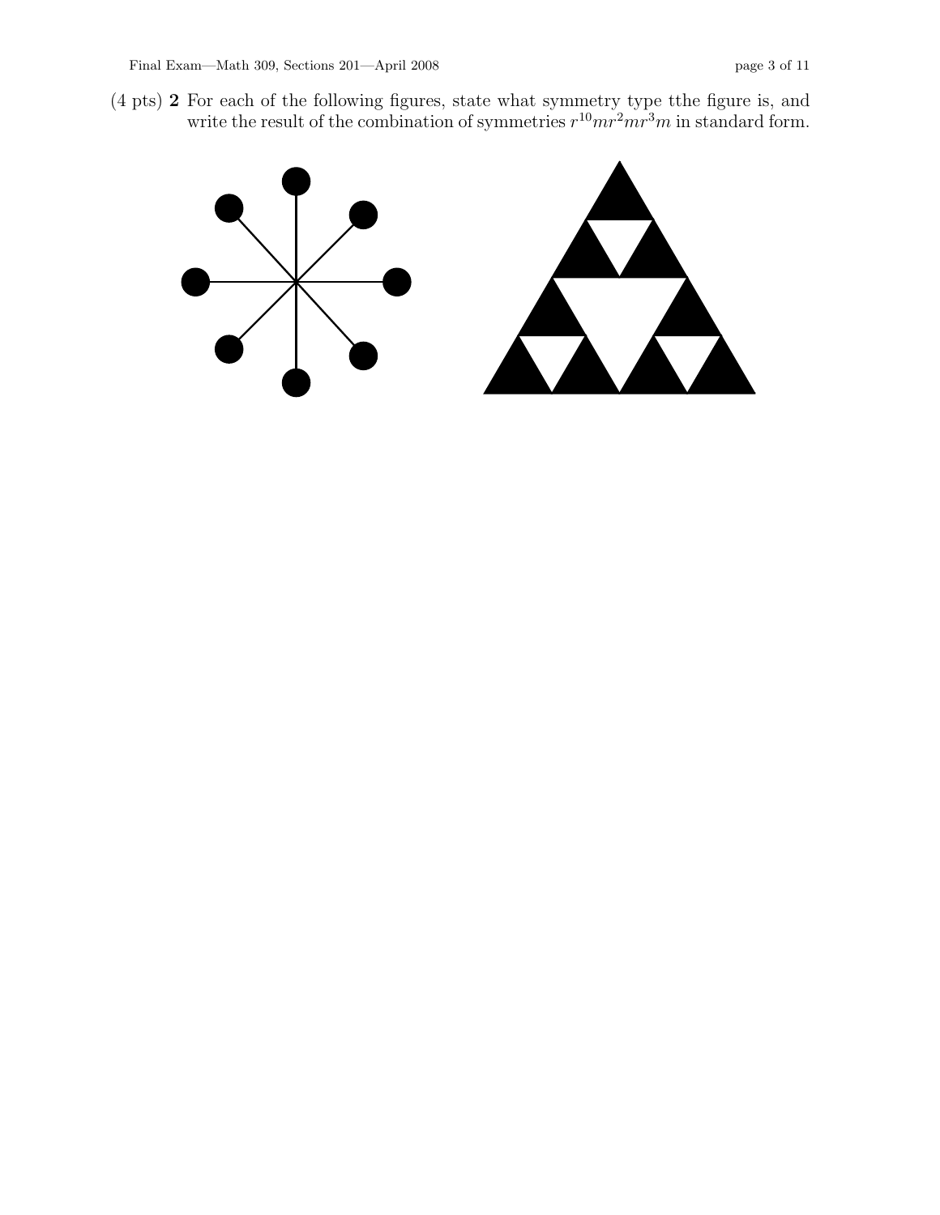(4 pts) **2** For each of the following figures, state what symmetry type tthe figure is, and write the result of the combination of symmetries $r^{10}mr^2mr^3m$ in standard form.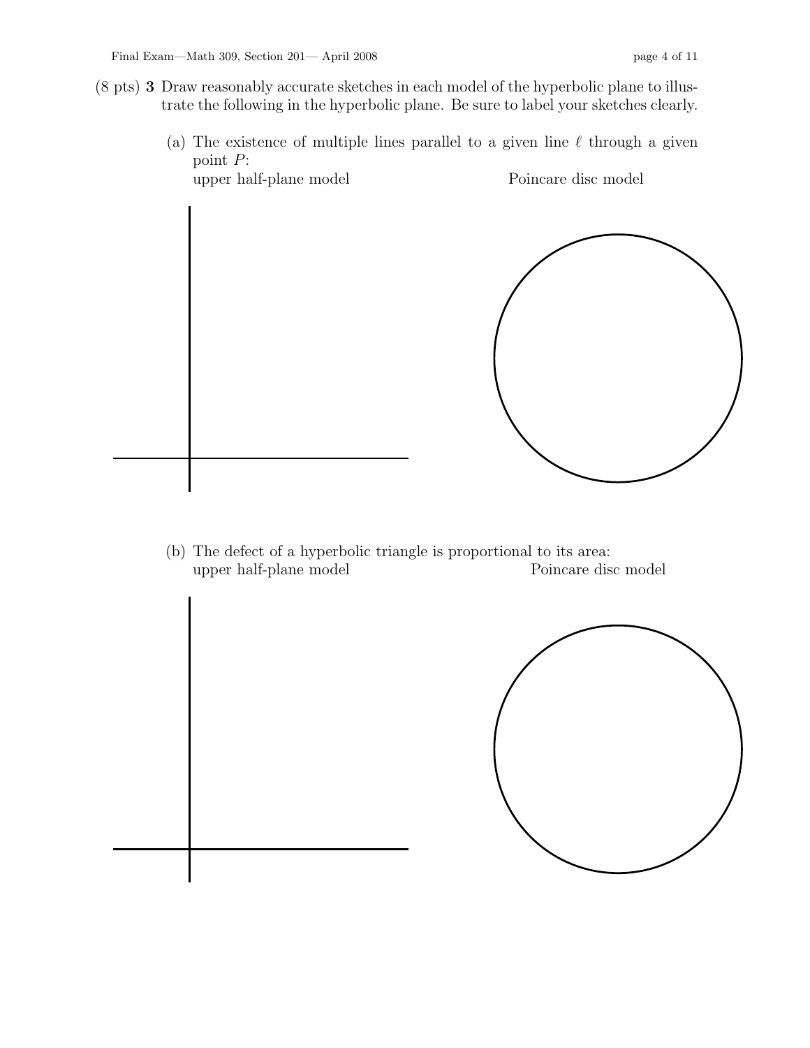(8 pts) **3** Draw reasonably accurate sketches in each model of the hyperbolic plane to illustrate the following in the hyperbolic plane. Be sure to label your sketches clearly.

(a) The existence of multiple lines parallel to a given line $\ell$ through a given point $P$:

upper half-plane model

Poincare disc model

(b) The defect of a hyperbolic triangle is proportional to its area:

upper half-plane model

Poincare disc model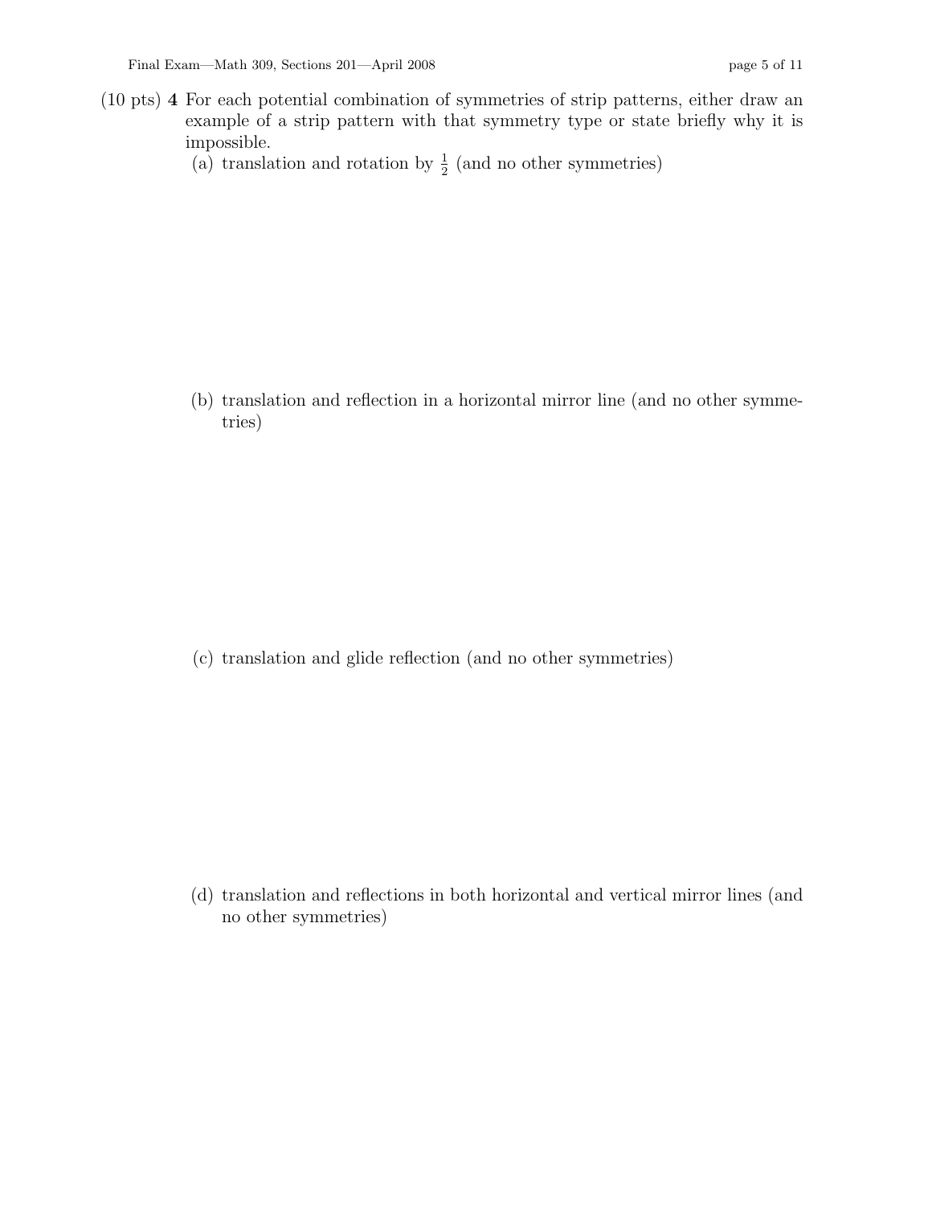(10 pts) **4** For each potential combination of symmetries of strip patterns, either draw an example of a strip pattern with that symmetry type or state briefly why it is impossible.

(a) translation and rotation by $\frac{1}{2}$ (and no other symmetries)

(b) translation and reflection in a horizontal mirror line (and no other symmetries)

(c) translation and glide reflection (and no other symmetries)

(d) translation and reflections in both horizontal and vertical mirror lines (and no other symmetries)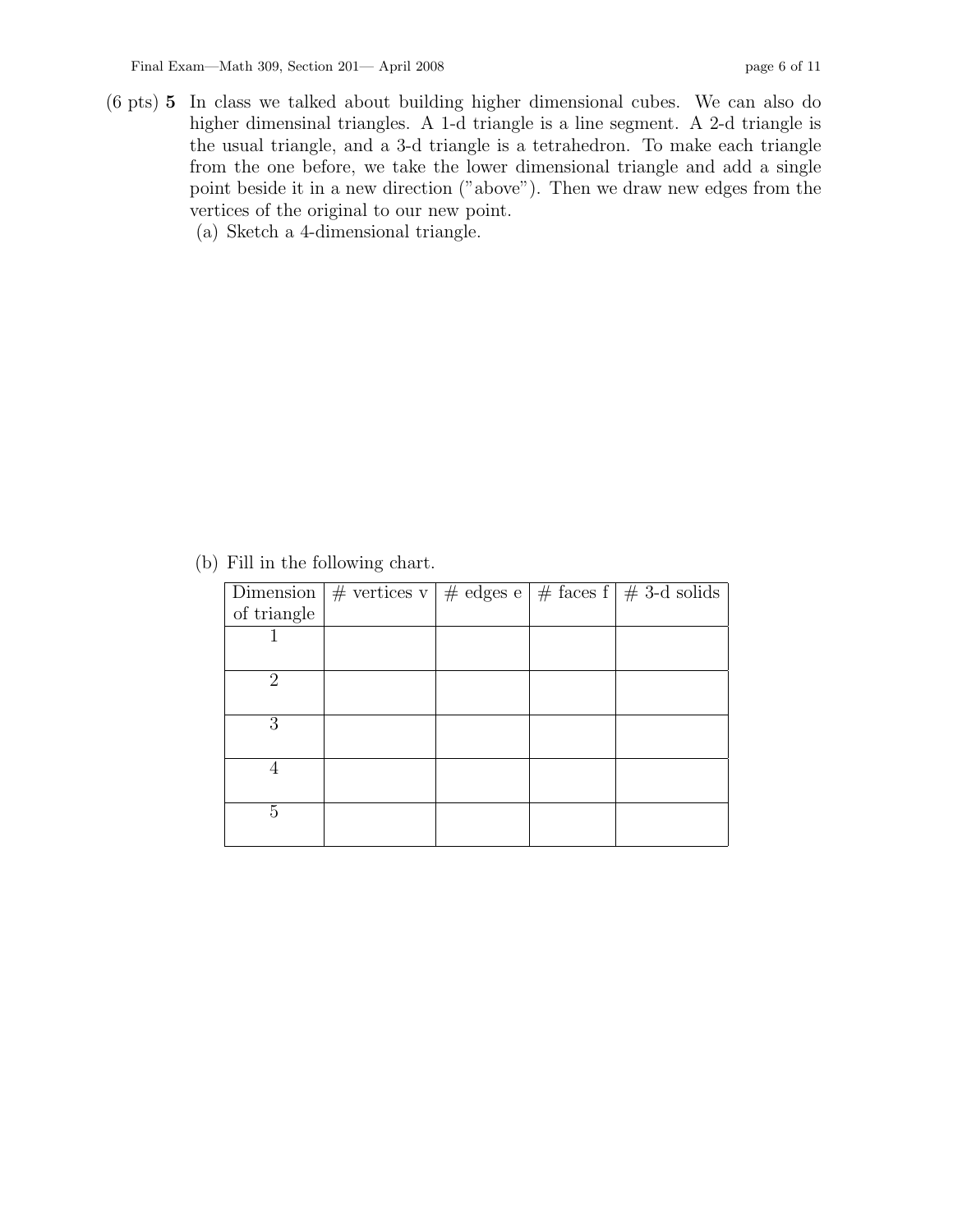(6 pts) **5** In class we talked about building higher dimensional cubes. We can also do higher dimensinal triangles. A 1-d triangle is a line segment. A 2-d triangle is the usual triangle, and a 3-d triangle is a tetrahedron. To make each triangle from the one before, we take the lower dimensional triangle and add a single point beside it in a new direction ("above"). Then we draw new edges from the vertices of the original to our new point.

(a) Sketch a 4-dimensional triangle.

(b) Fill in the following chart.

| Dimension of triangle | # vertices v | # edges e | # faces f | # 3-d solids |
|---|---|---|---|---|
| 1 | | | | |
| 2 | | | | |
| 3 | | | | |
| 4 | | | | |
| 5 | | | | |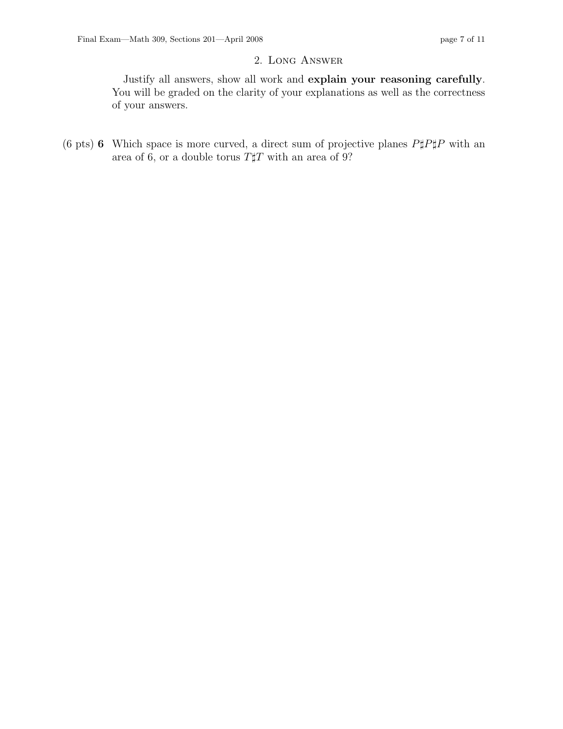## 2. Long Answer

Justify all answers, show all work and **explain your reasoning carefully**. You will be graded on the clarity of your explanations as well as the correctness of your answers.

(6 pts) **6** Which space is more curved, a direct sum of projective planes $P\sharp P\sharp P$ with an area of 6, or a double torus $T\sharp T$ with an area of 9?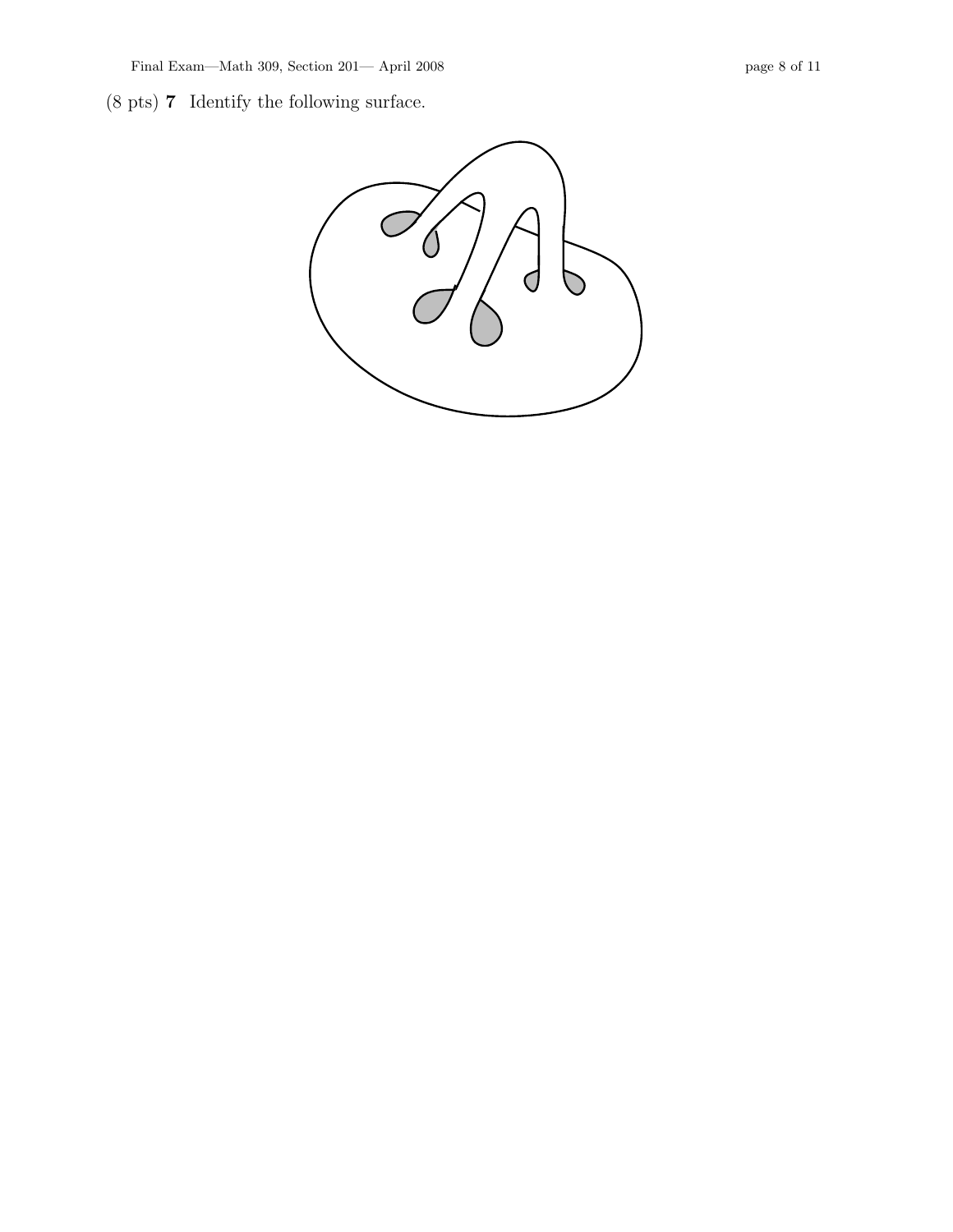(8 pts) **7** Identify the following surface.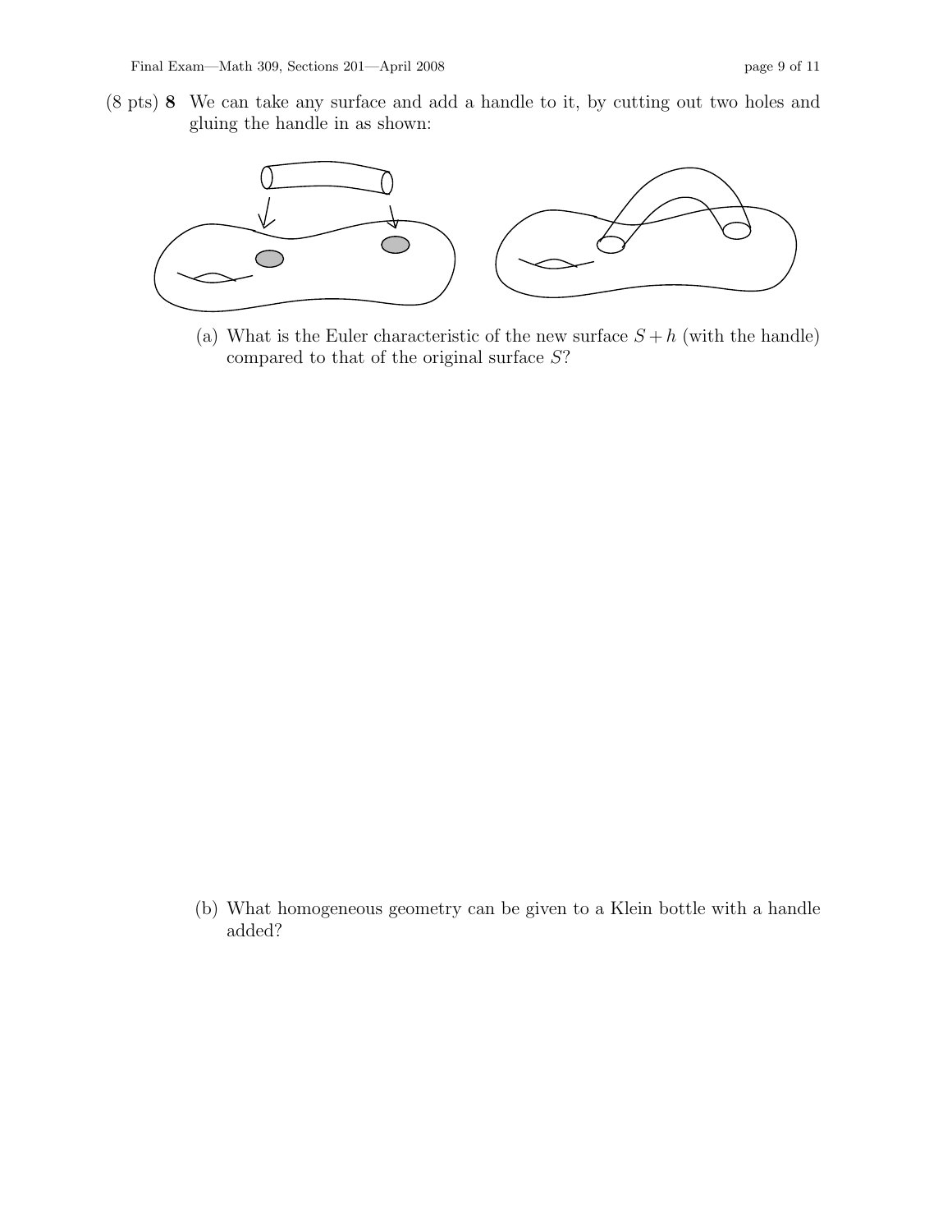(8 pts) **8** We can take any surface and add a handle to it, by cutting out two holes and gluing the handle in as shown:

(a) What is the Euler characteristic of the new surface $S + h$ (with the handle) compared to that of the original surface $S$?

(b) What homogeneous geometry can be given to a Klein bottle with a handle added?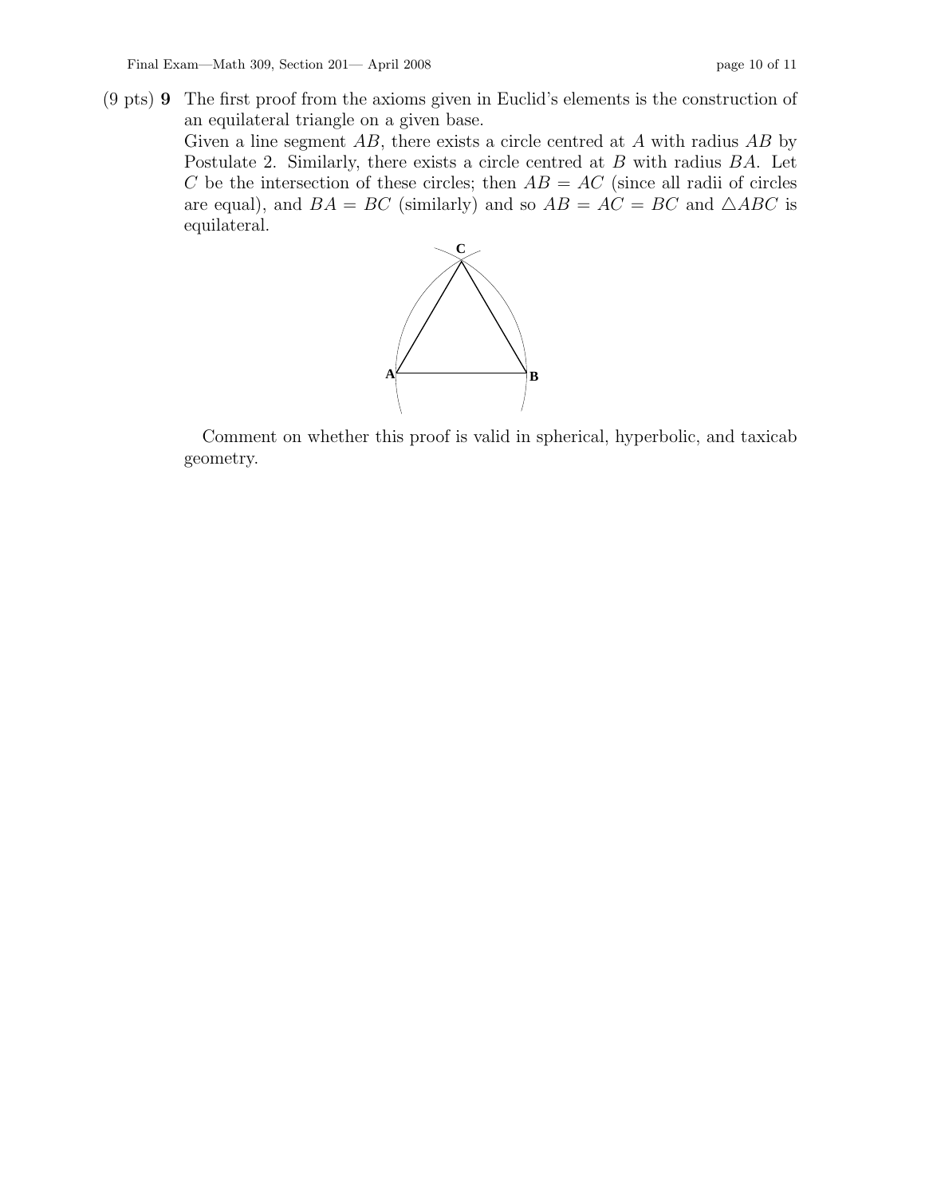(9 pts) **9** The first proof from the axioms given in Euclid's elements is the construction of an equilateral triangle on a given base.

Given a line segment $AB$, there exists a circle centred at $A$ with radius $AB$ by Postulate 2. Similarly, there exists a circle centred at $B$ with radius $BA$. Let $C$ be the intersection of these circles; then $AB = AC$ (since all radii of circles are equal), and $BA = BC$ (similarly) and so $AB = AC = BC$ and $\triangle ABC$ is equilateral.

Comment on whether this proof is valid in spherical, hyperbolic, and taxicab geometry.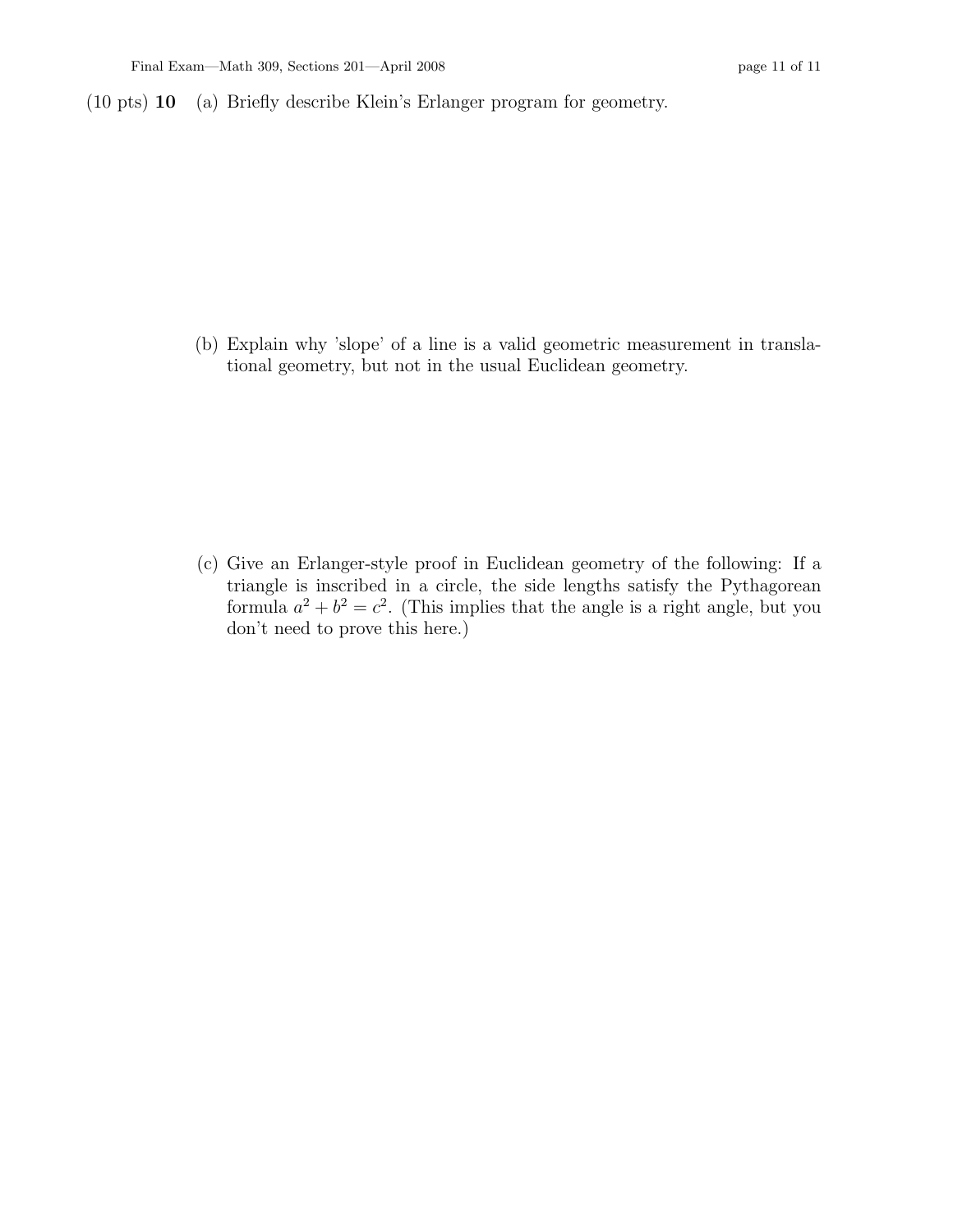(10 pts) **10** (a) Briefly describe Klein's Erlanger program for geometry.

(b) Explain why 'slope' of a line is a valid geometric measurement in translational geometry, but not in the usual Euclidean geometry.

(c) Give an Erlanger-style proof in Euclidean geometry of the following: If a triangle is inscribed in a circle, the side lengths satisfy the Pythagorean formula $a^2 + b^2 = c^2$. (This implies that the angle is a right angle, but you don't need to prove this here.)